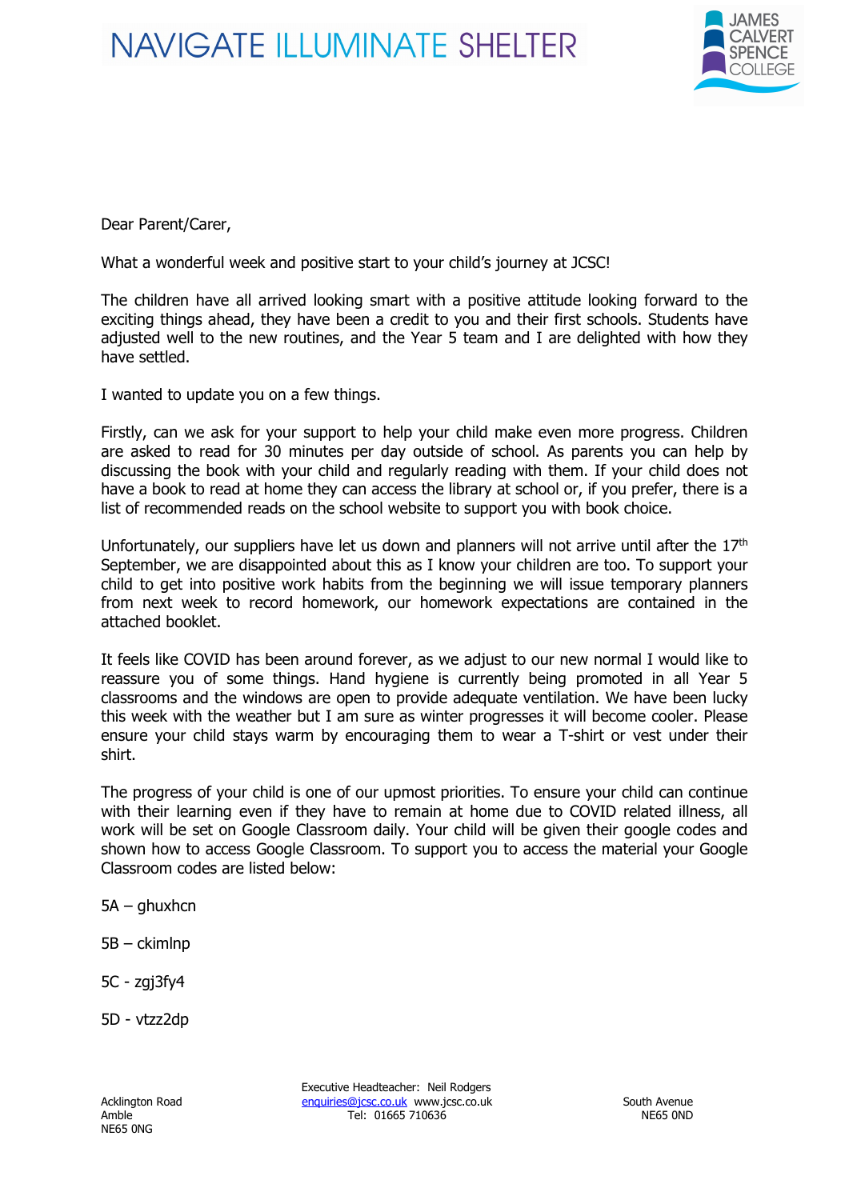NAVIGATE ILLUMINATE SHELTER

Dear Parent/Carer,

What a wonderful week and positive start to your child's journey at JCSC!

The children have all arrived looking smart with a positive attitude looking forward to the exciting things ahead, they have been a credit to you and their first schools. Students have adjusted well to the new routines, and the Year 5 team and I are delighted with how they have settled.

I wanted to update you on a few things.

Firstly, can we ask for your support to help your child make even more progress. Children are asked to read for 30 minutes per day outside of school. As parents you can help by discussing the book with your child and regularly reading with them. If your child does not have a book to read at home they can access the library at school or, if you prefer, there is a list of recommended reads on the school website to support you with book choice.

Unfortunately, our suppliers have let us down and planners will not arrive until after the 17th September, we are disappointed about this as I know your children are too. To support your child to get into positive work habits from the beginning we will issue temporary planners from next week to record homework, our homework expectations are contained in the attached booklet.

It feels like COVID has been around forever, as we adjust to our new normal I would like to reassure you of some things. Hand hygiene is currently being promoted in all Year 5 classrooms and the windows are open to provide adequate ventilation. We have been lucky this week with the weather but I am sure as winter progresses it will become cooler. Please ensure your child stays warm by encouraging them to wear a T-shirt or vest under their shirt.

The progress of your child is one of our upmost priorities. To ensure your child can continue with their learning even if they have to remain at home due to COVID related illness, all work will be set on Google Classroom daily. Your child will be given their google codes and shown how to access Google Classroom. To support you to access the material your Google Classroom codes are listed below:

5A – ghuxhcn

5B – ckimlnp

5C - zgj3fy4

5D - vtzz2dp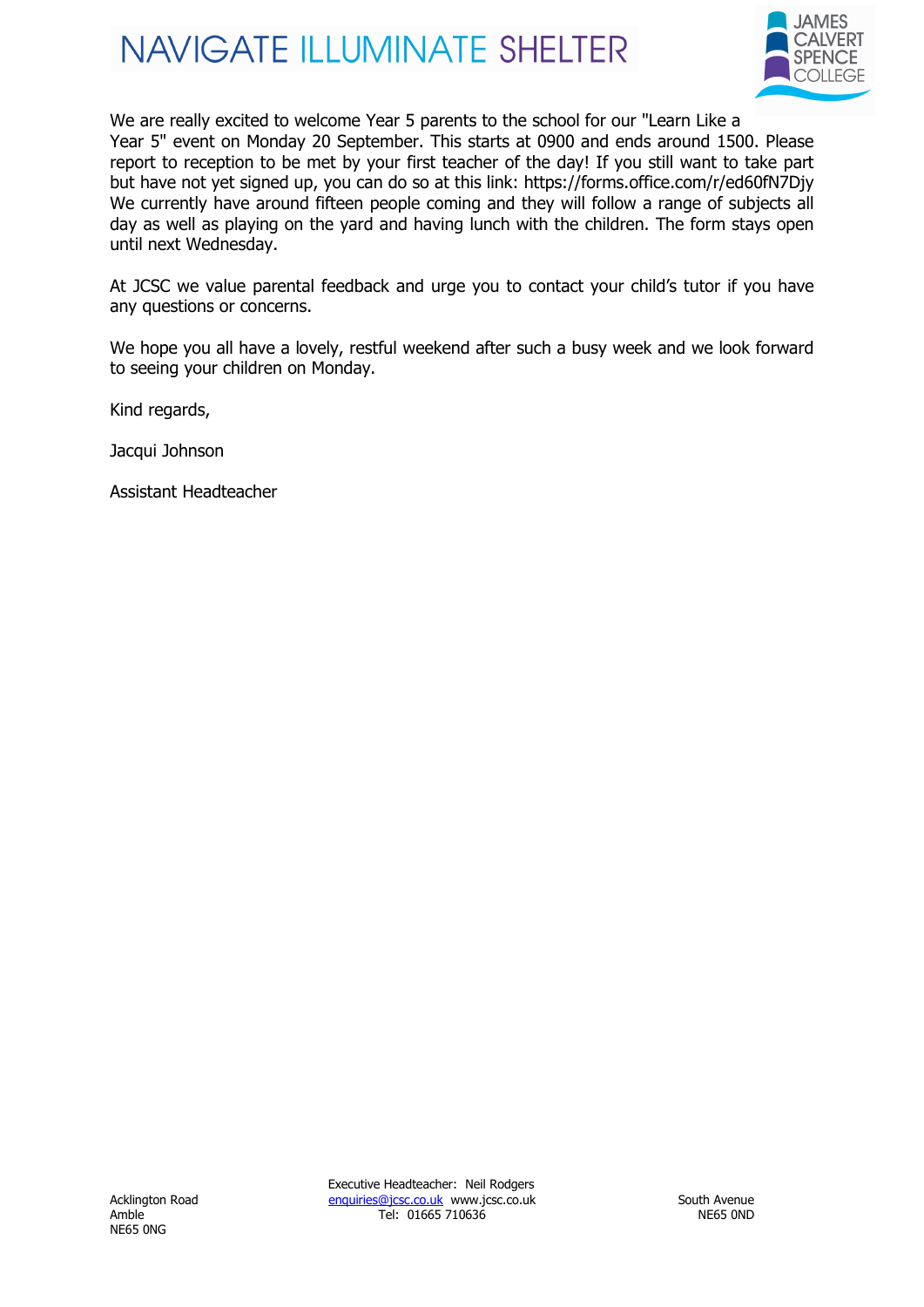We are really excited to welcome Year 5 parents to the school for our "Learn Like a Year 5" event on Monday 20 September. This starts at 0900 and ends around 1500. Please report to reception to be met by your first teacher of the day! If you still want to take part but have not yet signed up, you can do so at this link: https://forms.office.com/r/ed60fN7Djy We currently have around fifteen people coming and they will follow a range of subjects all day as well as playing on the yard and having lunch with the children. The form stays open until next Wednesday.

At JCSC we value parental feedback and urge you to contact your child's tutor if you have any questions or concerns.

We hope you all have a lovely, restful weekend after such a busy week and we look forward to seeing your children on Monday.

Kind regards,

Jacqui Johnson

Assistant Headteacher